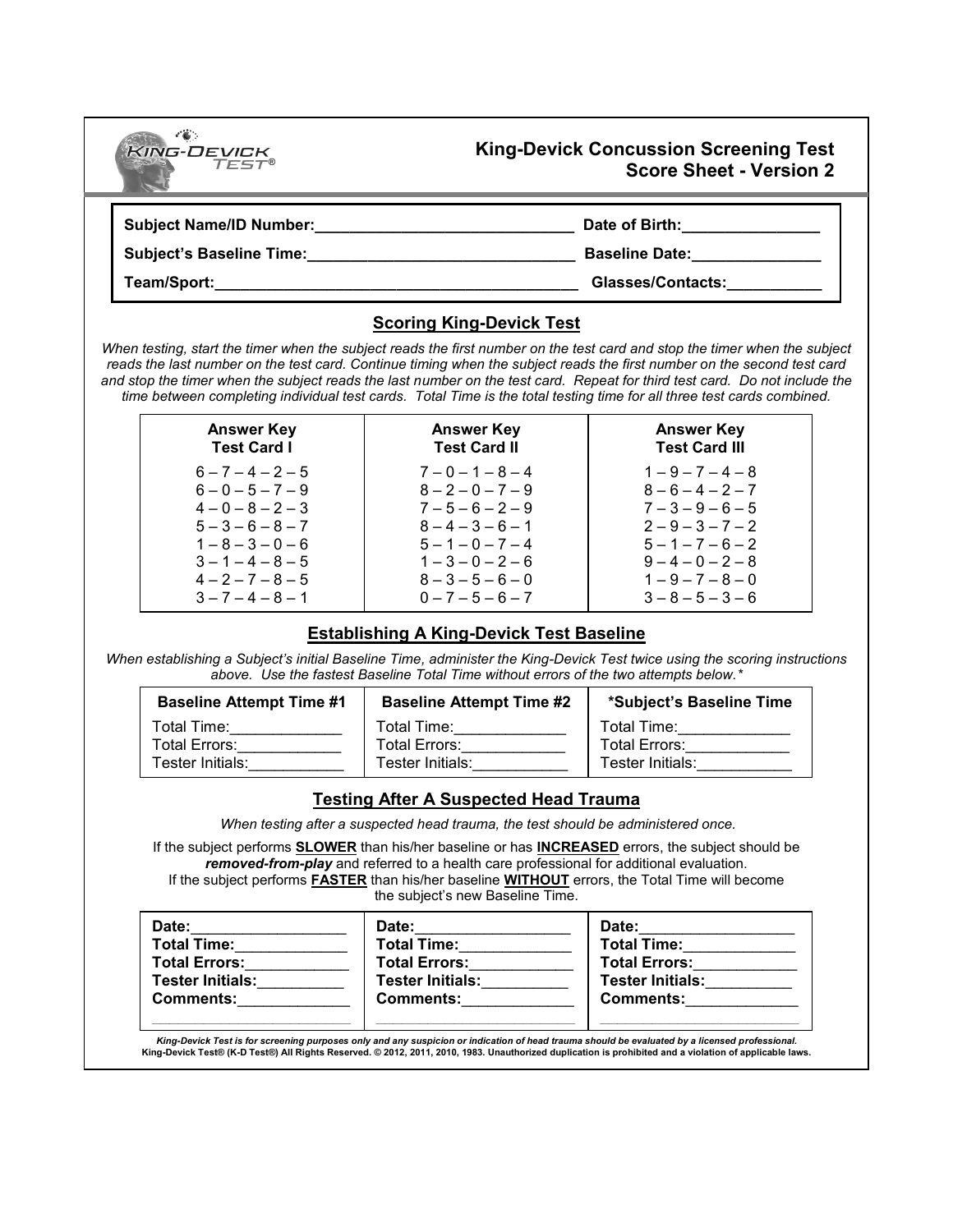# King-Devick Concussion Screening Test
## Score Sheet - Version 2

**Subject Name/ID Number:**______________________________ **Date of Birth:**________________

**Subject's Baseline Time:**______________________________ **Baseline Date:**_______________

**Team/Sport:**_________________________________________ **Glasses/Contacts:**___________

## Scoring King-Devick Test

*When testing, start the timer when the subject reads the first number on the test card and stop the timer when the subject reads the last number on the test card. Continue timing when the subject reads the first number on the second test card and stop the timer when the subject reads the last number on the test card. Repeat for third test card. Do not include the time between completing individual test cards. Total Time is the total testing time for all three test cards combined.*

| Answer Key Test Card I | Answer Key Test Card II | Answer Key Test Card III |
|---|---|---|
| 6 – 7 – 4 – 2 – 5 | 7 – 0 – 1 – 8 – 4 | 1 – 9 – 7 – 4 – 8 |
| 6 – 0 – 5 – 7 – 9 | 8 – 2 – 0 – 7 – 9 | 8 – 6 – 4 – 2 – 7 |
| 4 – 0 – 8 – 2 – 3 | 7 – 5 – 6 – 2 – 9 | 7 – 3 – 9 – 6 – 5 |
| 5 – 3 – 6 – 8 – 7 | 8 – 4 – 3 – 6 – 1 | 2 – 9 – 3 – 7 – 2 |
| 1 – 8 – 3 – 0 – 6 | 5 – 1 – 0 – 7 – 4 | 5 – 1 – 7 – 6 – 2 |
| 3 – 1 – 4 – 8 – 5 | 1 – 3 – 0 – 2 – 6 | 9 – 4 – 0 – 2 – 8 |
| 4 – 2 – 7 – 8 – 5 | 8 – 3 – 5 – 6 – 0 | 1 – 9 – 7 – 8 – 0 |
| 3 – 7 – 4 – 8 – 1 | 0 – 7 – 5 – 6 – 7 | 3 – 8 – 5 – 3 – 6 |

## Establishing A King-Devick Test Baseline

*When establishing a Subject's initial Baseline Time, administer the King-Devick Test twice using the scoring instructions above. Use the fastest Baseline Total Time without errors of the two attempts below.**

| Baseline Attempt Time #1 | Baseline Attempt Time #2 | *Subject's Baseline Time |
|---|---|---|
| Total Time:_____________ | Total Time:_____________ | Total Time:_____________ |
| Total Errors:____________ | Total Errors:____________ | Total Errors:____________ |
| Tester Initials:___________ | Tester Initials:___________ | Tester Initials:___________ |

## Testing After A Suspected Head Trauma

*When testing after a suspected head trauma, the test should be administered once.*

If the subject performs **SLOWER** than his/her baseline or has **INCREASED** errors, the subject should be ***removed-from-play*** and referred to a health care professional for additional evaluation.
If the subject performs **FASTER** than his/her baseline **WITHOUT** errors, the Total Time will become the subject's new Baseline Time.

| | | |
|---|---|---|
| **Date:**_________________ | **Date:**_________________ | **Date:**_________________ |
| **Total Time:**_____________ | **Total Time:**_____________ | **Total Time:**_____________ |
| **Total Errors:**____________ | **Total Errors:**____________ | **Total Errors:**____________ |
| **Tester Initials:**__________ | **Tester Initials:**__________ | **Tester Initials:**__________ |
| **Comments:**_____________ | **Comments:**_____________ | **Comments:**_____________ |

***King-Devick Test is for screening purposes only and any suspicion or indication of head trauma should be evaluated by a licensed professional.***
**King-Devick Test® (K-D Test®) All Rights Reserved. © 2012, 2011, 2010, 1983. Unauthorized duplication is prohibited and a violation of applicable laws.**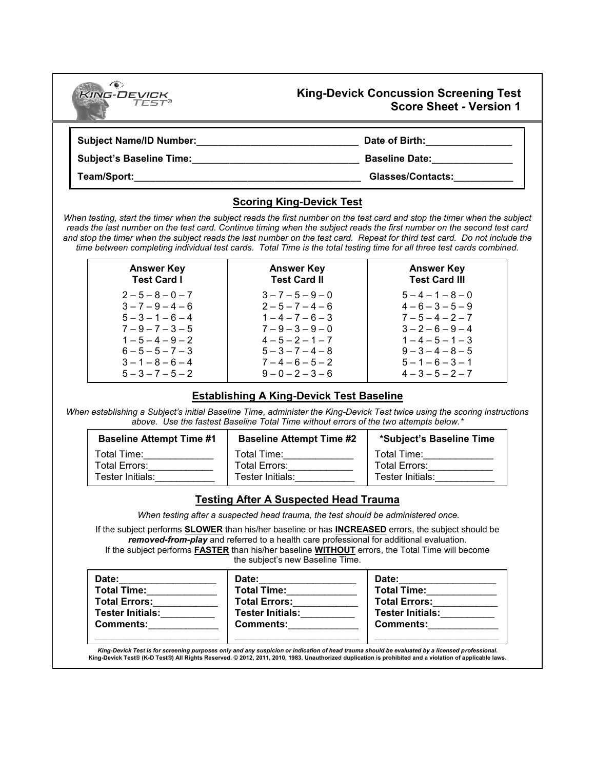# King-Devick Concussion Screening Test
## Score Sheet - Version 1

**Subject Name/ID Number:**_______________________________ **Date of Birth:**________________

**Subject's Baseline Time:**_______________________________ **Baseline Date:**_______________

**Team/Sport:**___________________________________________ **Glasses/Contacts:**___________

### Scoring King-Devick Test

*When testing, start the timer when the subject reads the first number on the test card and stop the timer when the subject reads the last number on the test card. Continue timing when the subject reads the first number on the second test card and stop the timer when the subject reads the last number on the test card. Repeat for third test card. Do not include the time between completing individual test cards. Total Time is the total testing time for all three test cards combined.*

| Answer Key Test Card I | Answer Key Test Card II | Answer Key Test Card III |
|---|---|---|
| 2 – 5 – 8 – 0 – 7 | 3 – 7 – 5 – 9 – 0 | 5 – 4 – 1 – 8 – 0 |
| 3 – 7 – 9 – 4 – 6 | 2 – 5 – 7 – 4 – 6 | 4 – 6 – 3 – 5 – 9 |
| 5 – 3 – 1 – 6 – 4 | 1 – 4 – 7 – 6 – 3 | 7 – 5 – 4 – 2 – 7 |
| 7 – 9 – 7 – 3 – 5 | 7 – 9 – 3 – 9 – 0 | 3 – 2 – 6 – 9 – 4 |
| 1 – 5 – 4 – 9 – 2 | 4 – 5 – 2 – 1 – 7 | 1 – 4 – 5 – 1 – 3 |
| 6 – 5 – 5 – 7 – 3 | 5 – 3 – 7 – 4 – 8 | 9 – 3 – 4 – 8 – 5 |
| 3 – 1 – 8 – 6 – 4 | 7 – 4 – 6 – 5 – 2 | 5 – 1 – 6 – 3 – 1 |
| 5 – 3 – 7 – 5 – 2 | 9 – 0 – 2 – 3 – 6 | 4 – 3 – 5 – 2 – 7 |

### Establishing A King-Devick Test Baseline

*When establishing a Subject's initial Baseline Time, administer the King-Devick Test twice using the scoring instructions above. Use the fastest Baseline Total Time without errors of the two attempts below.**

| Baseline Attempt Time #1 | Baseline Attempt Time #2 | *Subject's Baseline Time |
|---|---|---|
| Total Time:_____________ | Total Time:_____________ | Total Time:_____________ |
| Total Errors:____________ | Total Errors:____________ | Total Errors:____________ |
| Tester Initials:___________ | Tester Initials:___________ | Tester Initials:___________ |

### Testing After A Suspected Head Trauma

*When testing after a suspected head trauma, the test should be administered once.*

If the subject performs **SLOWER** than his/her baseline or has **INCREASED** errors, the subject should be ***removed-from-play*** and referred to a health care professional for additional evaluation.
If the subject performs **FASTER** than his/her baseline **WITHOUT** errors, the Total Time will become the subject's new Baseline Time.

| | | |
|---|---|---|
| **Date:**__________________ | **Date:**__________________ | **Date:**__________________ |
| **Total Time:**_____________ | **Total Time:**_____________ | **Total Time:**_____________ |
| **Total Errors:**____________ | **Total Errors:**____________ | **Total Errors:**____________ |
| **Tester Initials:**__________ | **Tester Initials:**__________ | **Tester Initials:**__________ |
| **Comments:**_____________ | **Comments:**_____________ | **Comments:**_____________ |

***King-Devick Test is for screening purposes only and any suspicion or indication of head trauma should be evaluated by a licensed professional.***
**King-Devick Test® (K-D Test®) All Rights Reserved. © 2012, 2011, 2010, 1983. Unauthorized duplication is prohibited and a violation of applicable laws.**